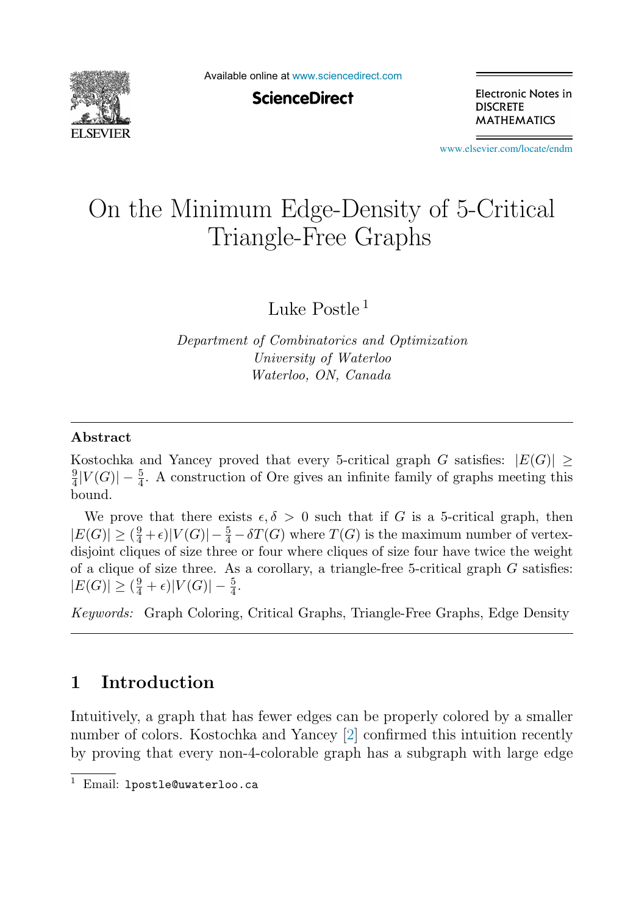# On the Minimum Edge-Density of 5-Critical Triangle-Free Graphs

Luke Postle [1]

*Department of Combinatorics and Optimization*
*University of Waterloo*
*Waterloo, ON, Canada*

## Abstract

Kostochka and Yancey proved that every 5-critical graph $G$ satisfies: $|E(G)| \geq \frac{9}{4}|V(G)| - \frac{5}{4}$. A construction of Ore gives an infinite family of graphs meeting this bound.

We prove that there exists $\epsilon, \delta > 0$ such that if $G$ is a 5-critical graph, then $|E(G)| \geq (\frac{9}{4} + \epsilon)|V(G)| - \frac{5}{4} - \delta T(G)$ where $T(G)$ is the maximum number of vertex-disjoint cliques of size three or four where cliques of size four have twice the weight of a clique of size three. As a corollary, a triangle-free 5-critical graph $G$ satisfies: $|E(G)| \geq (\frac{9}{4} + \epsilon)|V(G)| - \frac{5}{4}$.

*Keywords:* Graph Coloring, Critical Graphs, Triangle-Free Graphs, Edge Density

## 1 Introduction

Intuitively, a graph that has fewer edges can be properly colored by a smaller number of colors. Kostochka and Yancey [2] confirmed this intuition recently by proving that every non-4-colorable graph has a subgraph with large edge

[1] Email: `lpostle@uwaterloo.ca`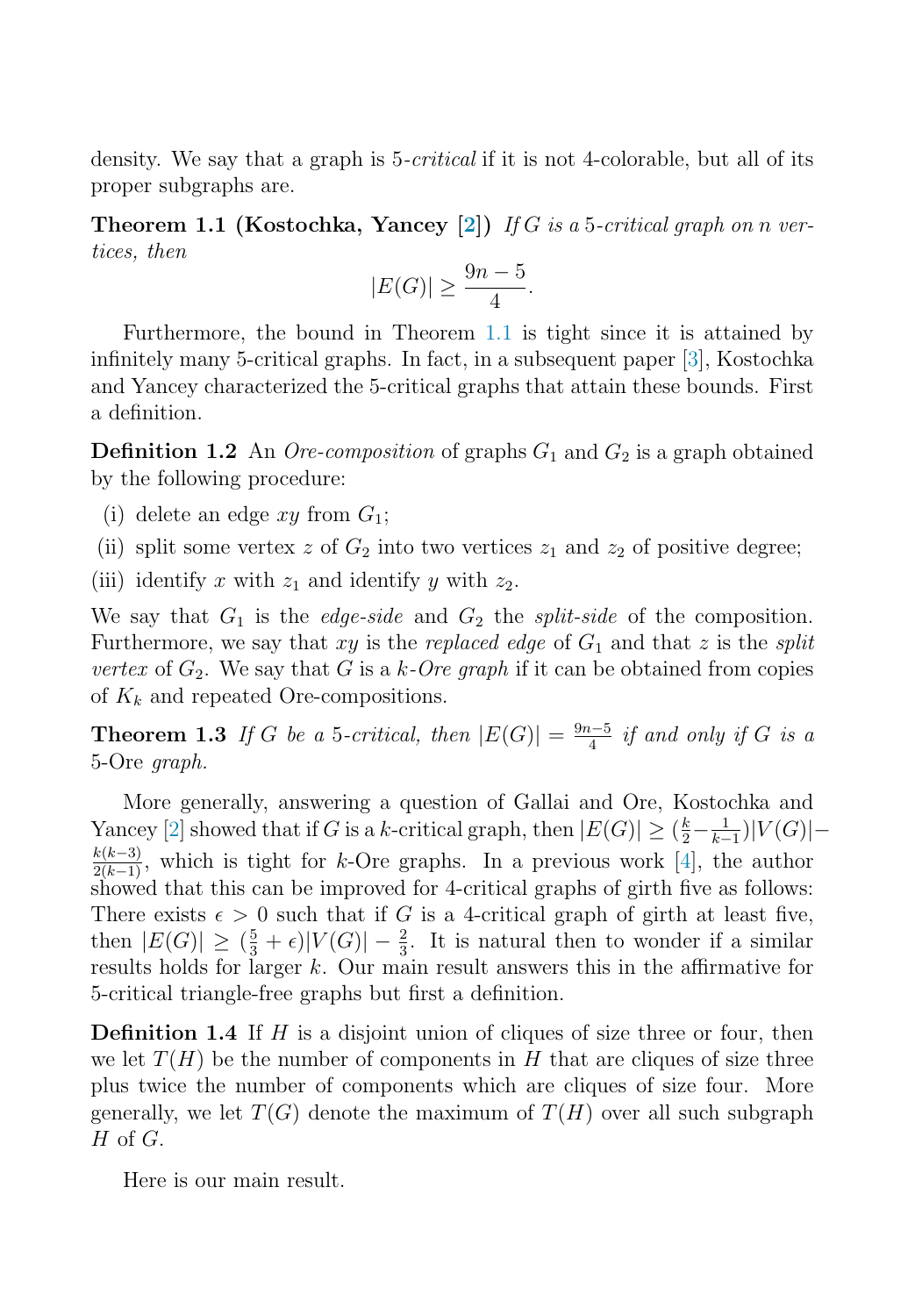density. We say that a graph is 5-*critical* if it is not 4-colorable, but all of its proper subgraphs are.

**Theorem 1.1 (Kostochka, Yancey [2])** *If $G$ is a 5-critical graph on $n$ vertices, then*

$$|E(G)| \geq \frac{9n-5}{4}.$$

Furthermore, the bound in Theorem 1.1 is tight since it is attained by infinitely many 5-critical graphs. In fact, in a subsequent paper [3], Kostochka and Yancey characterized the 5-critical graphs that attain these bounds. First a definition.

**Definition 1.2** An *Ore-composition* of graphs $G_1$ and $G_2$ is a graph obtained by the following procedure:

(i) delete an edge $xy$ from $G_1$;

(ii) split some vertex $z$ of $G_2$ into two vertices $z_1$ and $z_2$ of positive degree;

(iii) identify $x$ with $z_1$ and identify $y$ with $z_2$.

We say that $G_1$ is the *edge-side* and $G_2$ the *split-side* of the composition. Furthermore, we say that $xy$ is the *replaced edge* of $G_1$ and that $z$ is the *split vertex* of $G_2$. We say that $G$ is a $k$-*Ore graph* if it can be obtained from copies of $K_k$ and repeated Ore-compositions.

**Theorem 1.3** *If $G$ be a 5-critical, then $|E(G)| = \frac{9n-5}{4}$ if and only if $G$ is a* 5-Ore *graph.*

More generally, answering a question of Gallai and Ore, Kostochka and Yancey [2] showed that if $G$ is a $k$-critical graph, then $|E(G)| \geq (\frac{k}{2} - \frac{1}{k-1})|V(G)| - \frac{k(k-3)}{2(k-1)}$, which is tight for $k$-Ore graphs. In a previous work [4], the author showed that this can be improved for 4-critical graphs of girth five as follows: There exists $\epsilon > 0$ such that if $G$ is a 4-critical graph of girth at least five, then $|E(G)| \geq (\frac{5}{3} + \epsilon)|V(G)| - \frac{2}{3}$. It is natural then to wonder if a similar results holds for larger $k$. Our main result answers this in the affirmative for 5-critical triangle-free graphs but first a definition.

**Definition 1.4** If $H$ is a disjoint union of cliques of size three or four, then we let $T(H)$ be the number of components in $H$ that are cliques of size three plus twice the number of components which are cliques of size four. More generally, we let $T(G)$ denote the maximum of $T(H)$ over all such subgraph $H$ of $G$.

Here is our main result.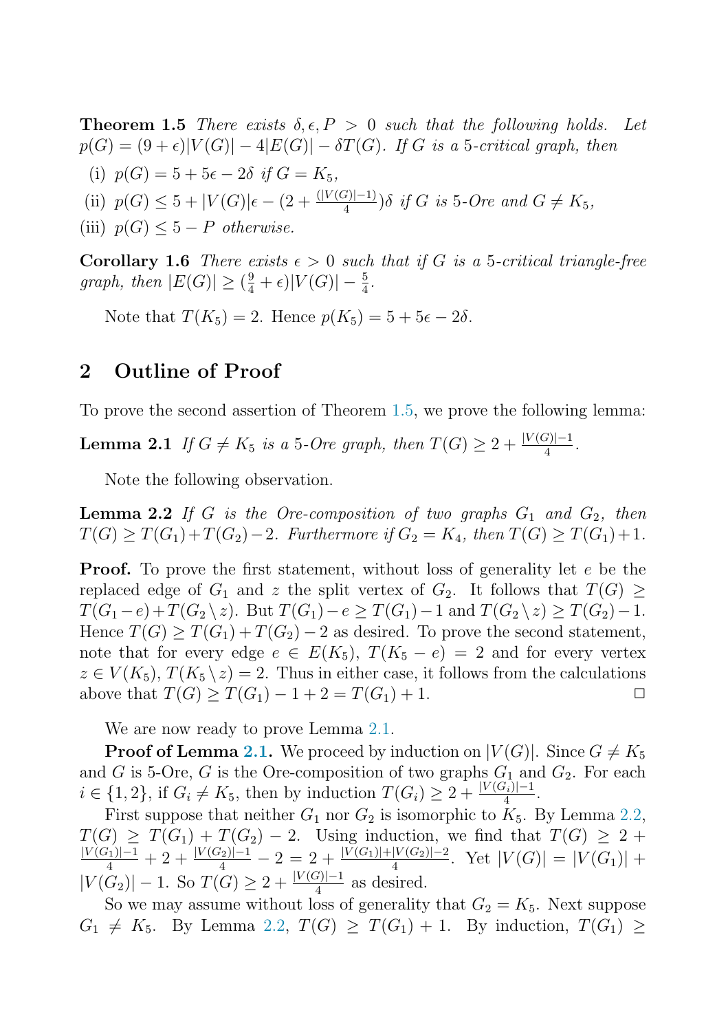**Theorem 1.5** *There exists $\delta, \epsilon, P > 0$ such that the following holds. Let $p(G) = (9+\epsilon)|V(G)| - 4|E(G)| - \delta T(G)$. If $G$ is a 5-critical graph, then*

(i) $p(G) = 5 + 5\epsilon - 2\delta$ *if $G = K_5$,*

(ii) $p(G) \leq 5 + |V(G)|\epsilon - (2 + \frac{(|V(G)|-1)}{4})\delta$ *if $G$ is 5-Ore and $G \neq K_5$,*

(iii) $p(G) \leq 5 - P$ *otherwise.*

**Corollary 1.6** *There exists $\epsilon > 0$ such that if $G$ is a 5-critical triangle-free graph, then $|E(G)| \geq (\frac{9}{4} + \epsilon)|V(G)| - \frac{5}{4}$.*

Note that $T(K_5) = 2$. Hence $p(K_5) = 5 + 5\epsilon - 2\delta$.

## 2 Outline of Proof

To prove the second assertion of Theorem 1.5, we prove the following lemma:

**Lemma 2.1** *If $G \neq K_5$ is a 5-Ore graph, then $T(G) \geq 2 + \frac{|V(G)|-1}{4}$.*

Note the following observation.

**Lemma 2.2** *If $G$ is the Ore-composition of two graphs $G_1$ and $G_2$, then $T(G) \geq T(G_1) + T(G_2) - 2$. Furthermore if $G_2 = K_4$, then $T(G) \geq T(G_1) + 1$.*

**Proof.** To prove the first statement, without loss of generality let $e$ be the replaced edge of $G_1$ and $z$ the split vertex of $G_2$. It follows that $T(G) \geq T(G_1 - e) + T(G_2 \setminus z)$. But $T(G_1) - e \geq T(G_1) - 1$ and $T(G_2 \setminus z) \geq T(G_2) - 1$. Hence $T(G) \geq T(G_1) + T(G_2) - 2$ as desired. To prove the second statement, note that for every edge $e \in E(K_5)$, $T(K_5 - e) = 2$ and for every vertex $z \in V(K_5)$, $T(K_5 \setminus z) = 2$. Thus in either case, it follows from the calculations above that $T(G) \geq T(G_1) - 1 + 2 = T(G_1) + 1$. $\square$

We are now ready to prove Lemma 2.1.

**Proof of Lemma 2.1.** We proceed by induction on $|V(G)|$. Since $G \neq K_5$ and $G$ is 5-Ore, $G$ is the Ore-composition of two graphs $G_1$ and $G_2$. For each $i \in \{1, 2\}$, if $G_i \neq K_5$, then by induction $T(G_i) \geq 2 + \frac{|V(G_i)|-1}{4}$.

First suppose that neither $G_1$ nor $G_2$ is isomorphic to $K_5$. By Lemma 2.2, $T(G) \geq T(G_1) + T(G_2) - 2$. Using induction, we find that $T(G) \geq 2 + \frac{|V(G_1)|-1}{4} + 2 + \frac{|V(G_2)|-1}{4} - 2 = 2 + \frac{|V(G_1)|+|V(G_2)|-2}{4}$. Yet $|V(G)| = |V(G_1)| + |V(G_2)| - 1$. So $T(G) \geq 2 + \frac{|V(G)|-1}{4}$ as desired.

So we may assume without loss of generality that $G_2 = K_5$. Next suppose $G_1 \neq K_5$. By Lemma 2.2, $T(G) \geq T(G_1) + 1$. By induction, $T(G_1) \geq$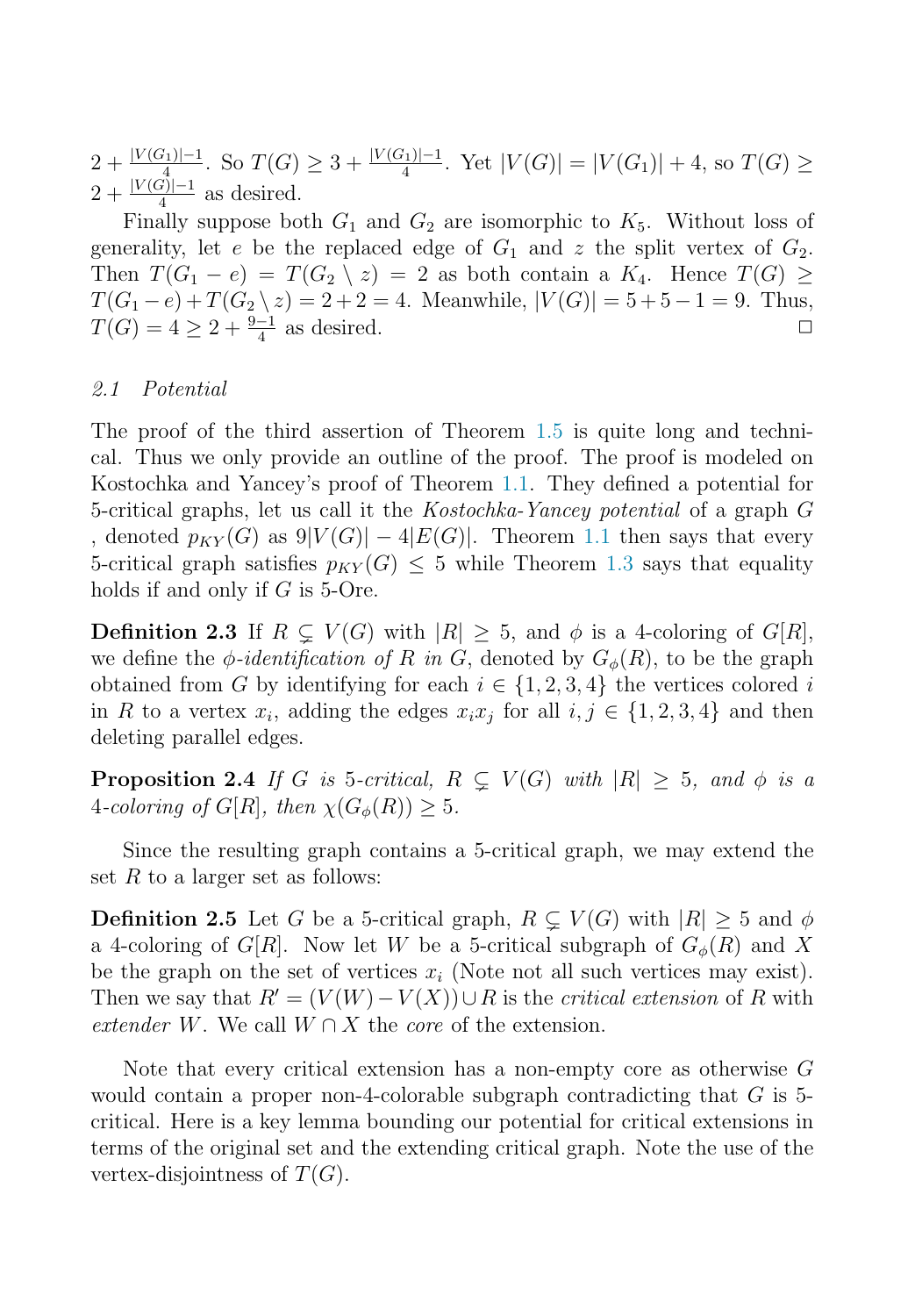$2 + \frac{|V(G_1)|-1}{4}$. So $T(G) \geq 3 + \frac{|V(G_1)|-1}{4}$. Yet $|V(G)| = |V(G_1)| + 4$, so $T(G) \geq 2 + \frac{|V(G)|-1}{4}$ as desired.

Finally suppose both $G_1$ and $G_2$ are isomorphic to $K_5$. Without loss of generality, let $e$ be the replaced edge of $G_1$ and $z$ the split vertex of $G_2$. Then $T(G_1 - e) = T(G_2 \setminus z) = 2$ as both contain a $K_4$. Hence $T(G) \geq T(G_1 - e) + T(G_2 \setminus z) = 2 + 2 = 4$. Meanwhile, $|V(G)| = 5 + 5 - 1 = 9$. Thus, $T(G) = 4 \geq 2 + \frac{9-1}{4}$ as desired. □

### *2.1 Potential*

The proof of the third assertion of Theorem 1.5 is quite long and technical. Thus we only provide an outline of the proof. The proof is modeled on Kostochka and Yancey's proof of Theorem 1.1. They defined a potential for 5-critical graphs, let us call it the *Kostochka-Yancey potential* of a graph $G$ , denoted $p_{KY}(G)$ as $9|V(G)| - 4|E(G)|$. Theorem 1.1 then says that every 5-critical graph satisfies $p_{KY}(G) \leq 5$ while Theorem 1.3 says that equality holds if and only if $G$ is 5-Ore.

**Definition 2.3** If $R \subsetneq V(G)$ with $|R| \geq 5$, and $\phi$ is a 4-coloring of $G[R]$, we define the *$\phi$-identification of $R$ in $G$*, denoted by $G_\phi(R)$, to be the graph obtained from $G$ by identifying for each $i \in \{1, 2, 3, 4\}$ the vertices colored $i$ in $R$ to a vertex $x_i$, adding the edges $x_i x_j$ for all $i, j \in \{1, 2, 3, 4\}$ and then deleting parallel edges.

**Proposition 2.4** *If $G$ is 5-critical, $R \subsetneq V(G)$ with $|R| \geq 5$, and $\phi$ is a 4-coloring of $G[R]$, then $\chi(G_\phi(R)) \geq 5$.*

Since the resulting graph contains a 5-critical graph, we may extend the set $R$ to a larger set as follows:

**Definition 2.5** Let $G$ be a 5-critical graph, $R \subsetneq V(G)$ with $|R| \geq 5$ and $\phi$ a 4-coloring of $G[R]$. Now let $W$ be a 5-critical subgraph of $G_\phi(R)$ and $X$ be the graph on the set of vertices $x_i$ (Note not all such vertices may exist). Then we say that $R' = (V(W) - V(X)) \cup R$ is the *critical extension* of $R$ with *extender* $W$. We call $W \cap X$ the *core* of the extension.

Note that every critical extension has a non-empty core as otherwise $G$ would contain a proper non-4-colorable subgraph contradicting that $G$ is 5-critical. Here is a key lemma bounding our potential for critical extensions in terms of the original set and the extending critical graph. Note the use of the vertex-disjointness of $T(G)$.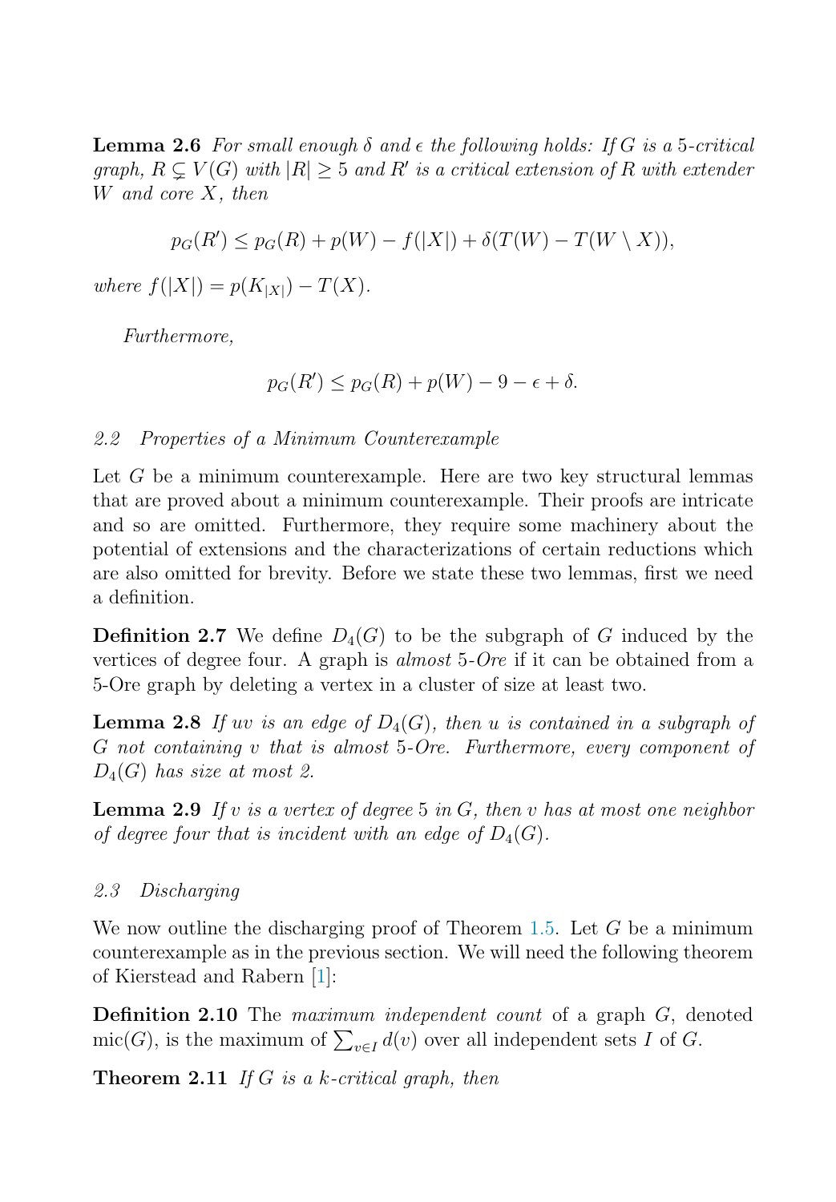**Lemma 2.6** *For small enough $\delta$ and $\epsilon$ the following holds: If $G$ is a 5-critical graph, $R \subsetneq V(G)$ with $|R| \geq 5$ and $R'$ is a critical extension of $R$ with extender $W$ and core $X$, then*

$$p_G(R') \leq p_G(R) + p(W) - f(|X|) + \delta(T(W) - T(W \setminus X)),$$

*where $f(|X|) = p(K_{|X|}) - T(X)$.*

*Furthermore,*

$$p_G(R') \leq p_G(R) + p(W) - 9 - \epsilon + \delta.$$

### *2.2 Properties of a Minimum Counterexample*

Let $G$ be a minimum counterexample. Here are two key structural lemmas that are proved about a minimum counterexample. Their proofs are intricate and so are omitted. Furthermore, they require some machinery about the potential of extensions and the characterizations of certain reductions which are also omitted for brevity. Before we state these two lemmas, first we need a definition.

**Definition 2.7** We define $D_4(G)$ to be the subgraph of $G$ induced by the vertices of degree four. A graph is *almost* 5*-Ore* if it can be obtained from a 5-Ore graph by deleting a vertex in a cluster of size at least two.

**Lemma 2.8** *If $uv$ is an edge of $D_4(G)$, then $u$ is contained in a subgraph of $G$ not containing $v$ that is almost 5-Ore. Furthermore, every component of $D_4(G)$ has size at most 2.*

**Lemma 2.9** *If $v$ is a vertex of degree 5 in $G$, then $v$ has at most one neighbor of degree four that is incident with an edge of $D_4(G)$.*

### *2.3 Discharging*

We now outline the discharging proof of Theorem 1.5. Let $G$ be a minimum counterexample as in the previous section. We will need the following theorem of Kierstead and Rabern [1]:

**Definition 2.10** The *maximum independent count* of a graph $G$, denoted $\text{mic}(G)$, is the maximum of $\sum_{v \in I} d(v)$ over all independent sets $I$ of $G$.

**Theorem 2.11** *If $G$ is a $k$-critical graph, then*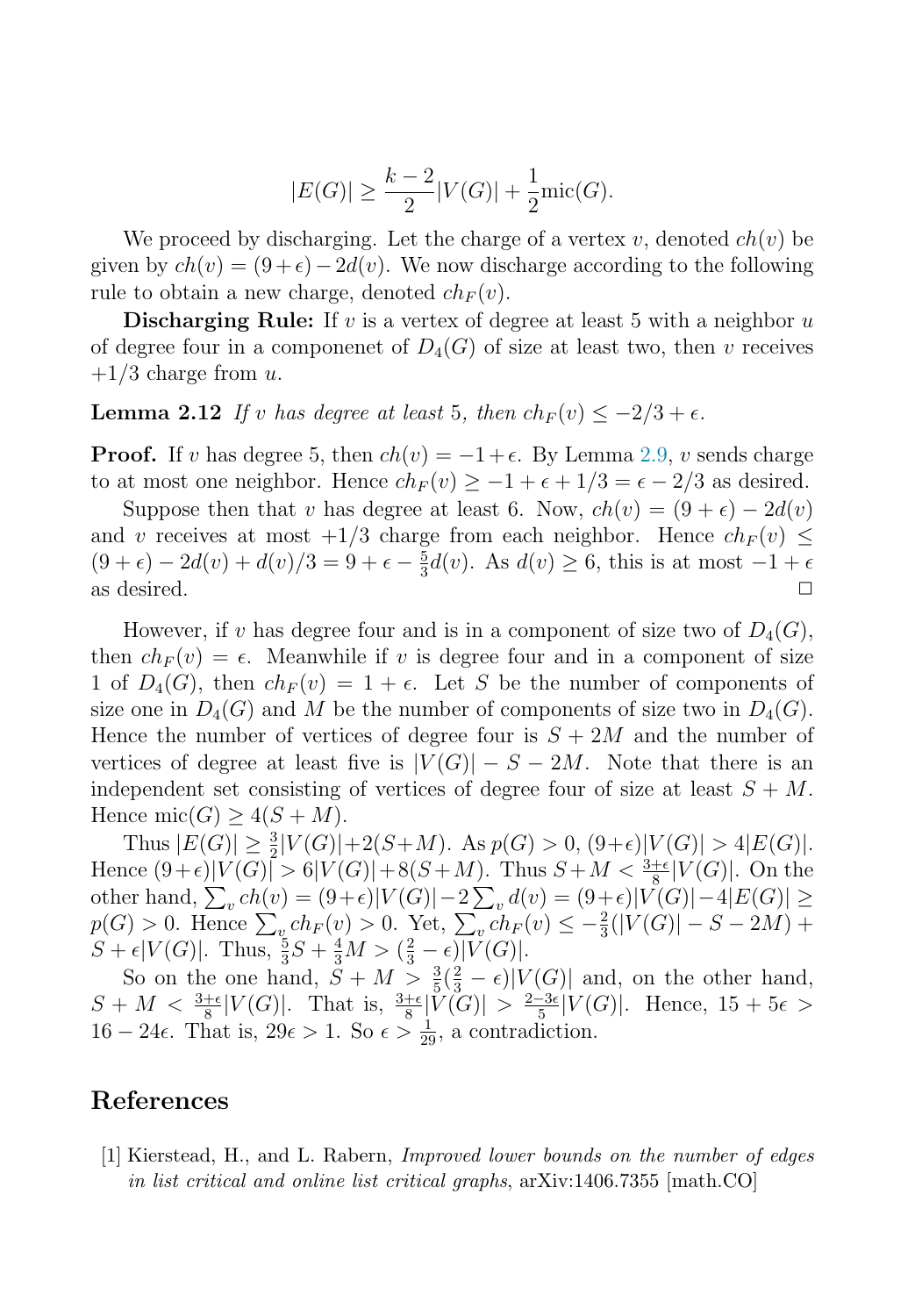$$|E(G)| \geq \frac{k-2}{2}|V(G)| + \frac{1}{2}\text{mic}(G).$$

We proceed by discharging. Let the charge of a vertex $v$, denoted $ch(v)$ be given by $ch(v) = (9+\epsilon) - 2d(v)$. We now discharge according to the following rule to obtain a new charge, denoted $ch_F(v)$.

**Discharging Rule:** If $v$ is a vertex of degree at least 5 with a neighbor $u$ of degree four in a componenet of $D_4(G)$ of size at least two, then $v$ receives $+1/3$ charge from $u$.

**Lemma 2.12** *If $v$ has degree at least* 5*, then $ch_F(v) \leq -2/3 + \epsilon$.*

**Proof.** If $v$ has degree 5, then $ch(v) = -1+\epsilon$. By Lemma 2.9, $v$ sends charge to at most one neighbor. Hence $ch_F(v) \geq -1 + \epsilon + 1/3 = \epsilon - 2/3$ as desired.

Suppose then that $v$ has degree at least 6. Now, $ch(v) = (9+\epsilon) - 2d(v)$ and $v$ receives at most $+1/3$ charge from each neighbor. Hence $ch_F(v) \leq (9+\epsilon) - 2d(v) + d(v)/3 = 9 + \epsilon - \frac{5}{3}d(v)$. As $d(v) \geq 6$, this is at most $-1+\epsilon$ as desired. □

However, if $v$ has degree four and is in a component of size two of $D_4(G)$, then $ch_F(v) = \epsilon$. Meanwhile if $v$ is degree four and in a component of size 1 of $D_4(G)$, then $ch_F(v) = 1 + \epsilon$. Let $S$ be the number of components of size one in $D_4(G)$ and $M$ be the number of components of size two in $D_4(G)$. Hence the number of vertices of degree four is $S + 2M$ and the number of vertices of degree at least five is $|V(G)| - S - 2M$. Note that there is an independent set consisting of vertices of degree four of size at least $S+M$. Hence $\text{mic}(G) \geq 4(S+M)$.

Thus $|E(G)| \geq \frac{3}{2}|V(G)| + 2(S+M)$. As $p(G) > 0$, $(9+\epsilon)|V(G)| > 4|E(G)|$. Hence $(9+\epsilon)|V(G)| > 6|V(G)| + 8(S+M)$. Thus $S+M < \frac{3+\epsilon}{8}|V(G)|$. On the other hand, $\sum_v ch(v) = (9+\epsilon)|V(G)| - 2\sum_v d(v) = (9+\epsilon)|V(G)| - 4|E(G)| \geq p(G) > 0$. Hence $\sum_v ch_F(v) > 0$. Yet, $\sum_v ch_F(v) \leq -\frac{2}{3}(|V(G)| - S - 2M) + S + \epsilon|V(G)|$. Thus, $\frac{5}{3}S + \frac{4}{3}M > (\frac{2}{3} - \epsilon)|V(G)|$.

So on the one hand, $S + M > \frac{3}{5}(\frac{2}{3} - \epsilon)|V(G)|$ and, on the other hand, $S + M < \frac{3+\epsilon}{8}|V(G)|$. That is, $\frac{3+\epsilon}{8}|V(G)| > \frac{2-3\epsilon}{5}|V(G)|$. Hence, $15 + 5\epsilon > 16 - 24\epsilon$. That is, $29\epsilon > 1$. So $\epsilon > \frac{1}{29}$, a contradiction.

## References

[1] Kierstead, H., and L. Rabern, *Improved lower bounds on the number of edges in list critical and online list critical graphs*, arXiv:1406.7355 [math.CO]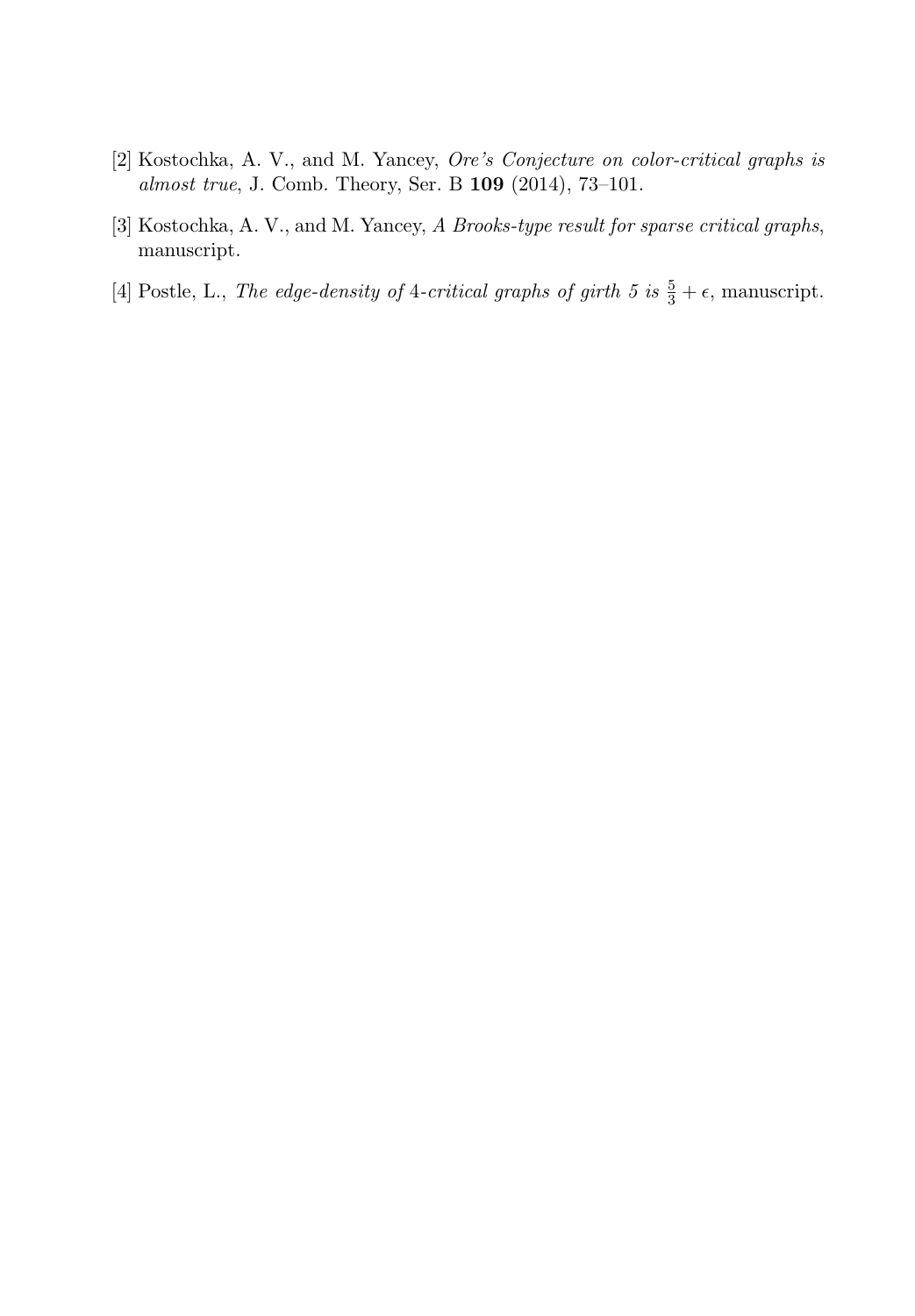[2] Kostochka, A. V., and M. Yancey, *Ore's Conjecture on color-critical graphs is almost true*, J. Comb. Theory, Ser. B **109** (2014), 73–101.

[3] Kostochka, A. V., and M. Yancey, *A Brooks-type result for sparse critical graphs*, manuscript.

[4] Postle, L., *The edge-density of 4-critical graphs of girth 5 is* $\frac{5}{3} + \epsilon$, manuscript.